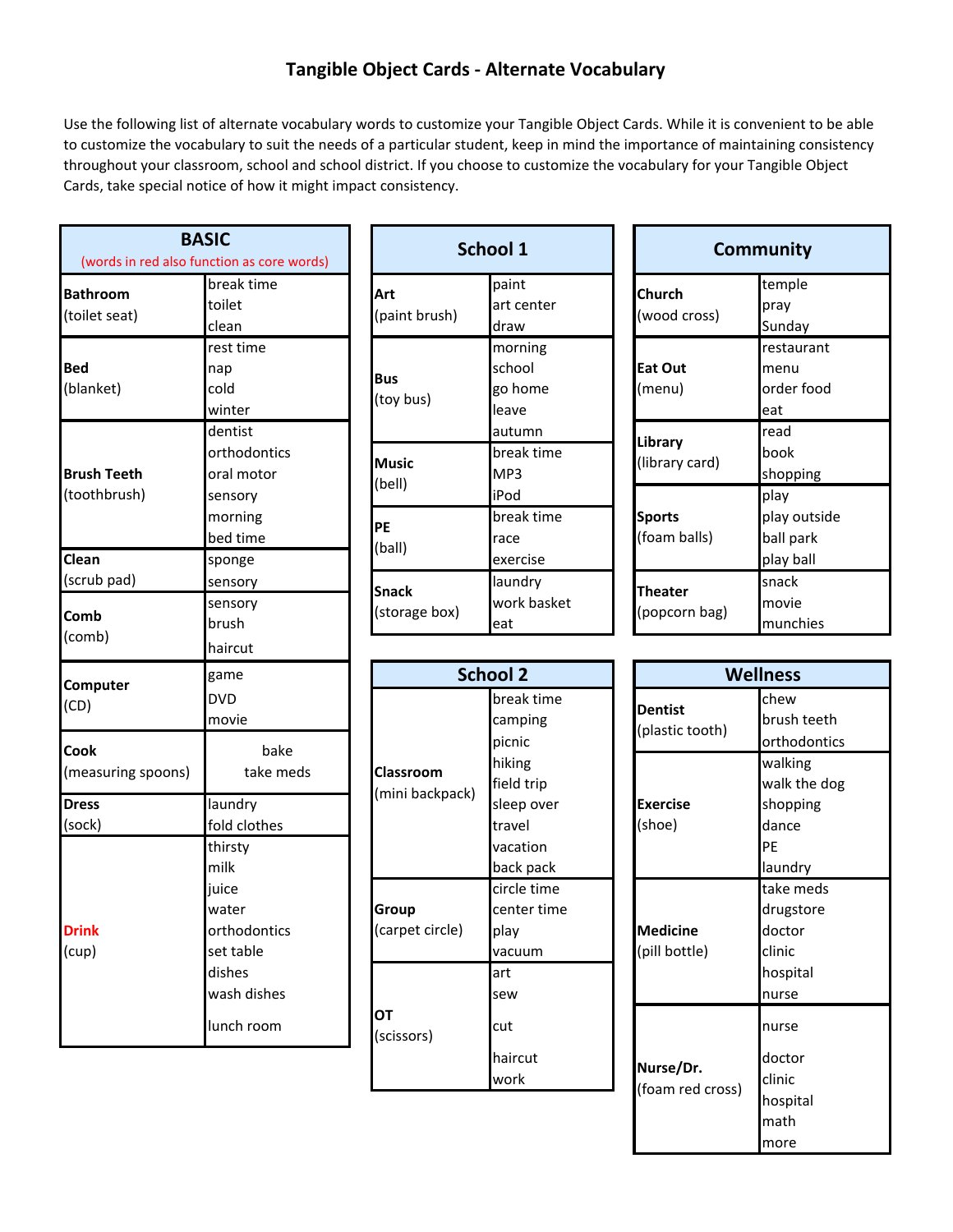# Tangible Object Cards - Alternate Vocabulary

Use the following list of alternate vocabulary words to customize your Tangible Object Cards. While it is convenient to be able to customize the vocabulary to suit the needs of a particular student, keep in mind the importance of maintaining consistency throughout your classroom, school and school district. If you choose to customize the vocabulary for your Tangible Object Cards, take special notice of how it might impact consistency.

## BASIC

(words in red also function as core words)

| Card | Alternate Vocabulary |
|---|---|
| **Bathroom** (toilet seat) | break time, toilet, clean |
| **Bed** (blanket) | rest time, nap, cold, winter |
| **Brush Teeth** (toothbrush) | dentist, orthodontics, oral motor, sensory, morning, bed time |
| **Clean** (scrub pad) | sponge, sensory |
| **Comb** (comb) | sensory, brush, haircut |
| **Computer** (CD) | game, DVD, movie |
| **Cook** (measuring spoons) | bake, take meds |
| **Dress** (sock) | laundry, fold clothes |
| **Drink** (cup) | thirsty, milk, juice, water, orthodontics, set table, dishes, wash dishes, lunch room |

## School 1

| Card | Alternate Vocabulary |
|---|---|
| **Art** (paint brush) | paint, art center, draw |
| **Bus** (toy bus) | morning, school, go home, leave, autumn |
| **Music** (bell) | break time, MP3, iPod |
| **PE** (ball) | break time, race, exercise |
| **Snack** (storage box) | laundry, work basket, eat |

## School 2

| Card | Alternate Vocabulary |
|---|---|
| **Classroom** (mini backpack) | break time, camping, picnic, hiking, field trip, sleep over, travel, vacation, back pack |
| **Group** (carpet circle) | circle time, center time, play, vacuum |
| **OT** (scissors) | art, sew, cut, haircut, work |

## Community

| Card | Alternate Vocabulary |
|---|---|
| **Church** (wood cross) | temple, pray, Sunday |
| **Eat Out** (menu) | restaurant, menu, order food, eat |
| **Library** (library card) | read, book, shopping |
| **Sports** (foam balls) | play, play outside, ball park, play ball |
| **Theater** (popcorn bag) | snack, movie, munchies |

## Wellness

| Card | Alternate Vocabulary |
|---|---|
| **Dentist** (plastic tooth) | chew, brush teeth, orthodontics |
| **Exercise** (shoe) | walking, walk the dog, shopping, dance, PE, laundry |
| **Medicine** (pill bottle) | take meds, drugstore, doctor, clinic, hospital, nurse |
| **Nurse/Dr.** (foam red cross) | nurse, doctor, clinic, hospital, math, more |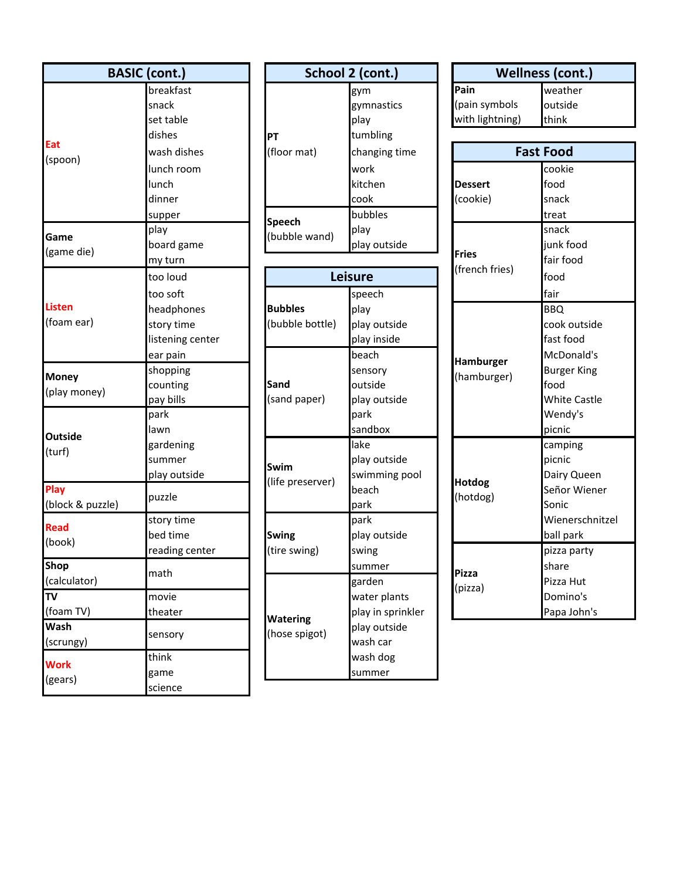| BASIC (cont.) | |
|---|---|
| **Eat** (spoon) | breakfast<br>snack<br>set table<br>dishes<br>wash dishes<br>lunch room<br>lunch<br>dinner<br>supper |
| **Game** (game die) | play<br>board game<br>my turn |
| **Listen** (foam ear) | too loud<br>too soft<br>headphones<br>story time<br>listening center<br>ear pain |
| **Money** (play money) | shopping<br>counting<br>pay bills |
| **Outside** (turf) | park<br>lawn<br>gardening<br>summer<br>play outside |
| **Play** (block & puzzle) | puzzle |
| **Read** (book) | story time<br>bed time<br>reading center |
| **Shop** (calculator) | math |
| **TV** (foam TV) | movie<br>theater |
| **Wash** (scrungy) | sensory |
| **Work** (gears) | think<br>game<br>science |

| School 2 (cont.) | |
|---|---|
| **PT** (floor mat) | gym<br>gymnastics<br>play<br>tumbling<br>changing time<br>work<br>kitchen<br>cook |
| **Speech** (bubble wand) | bubbles<br>play<br>play outside |

| Leisure | |
|---|---|
| **Bubbles** (bubble bottle) | speech<br>play<br>play outside<br>play inside |
| **Sand** (sand paper) | beach<br>sensory<br>outside<br>play outside<br>park<br>sandbox |
| **Swim** (life preserver) | lake<br>play outside<br>swimming pool<br>beach<br>park |
| **Swing** (tire swing) | park<br>play outside<br>swing<br>summer |
| **Watering** (hose spigot) | garden<br>water plants<br>play in sprinkler<br>play outside<br>wash car<br>wash dog<br>summer |

| Wellness (cont.) | |
|---|---|
| **Pain** (pain symbols with lightning) | weather<br>outside<br>think |

| Fast Food | |
|---|---|
| **Dessert** (cookie) | cookie<br>food<br>snack<br>treat |
| **Fries** (french fries) | snack<br>junk food<br>fair food<br>food<br>fair |
| **Hamburger** (hamburger) | BBQ<br>cook outside<br>fast food<br>McDonald's<br>Burger King<br>food<br>White Castle<br>Wendy's<br>picnic |
| **Hotdog** (hotdog) | camping<br>picnic<br>Dairy Queen<br>Señor Wiener<br>Sonic<br>Wienerschnitzel<br>ball park |
| **Pizza** (pizza) | pizza party<br>share<br>Pizza Hut<br>Domino's<br>Papa John's |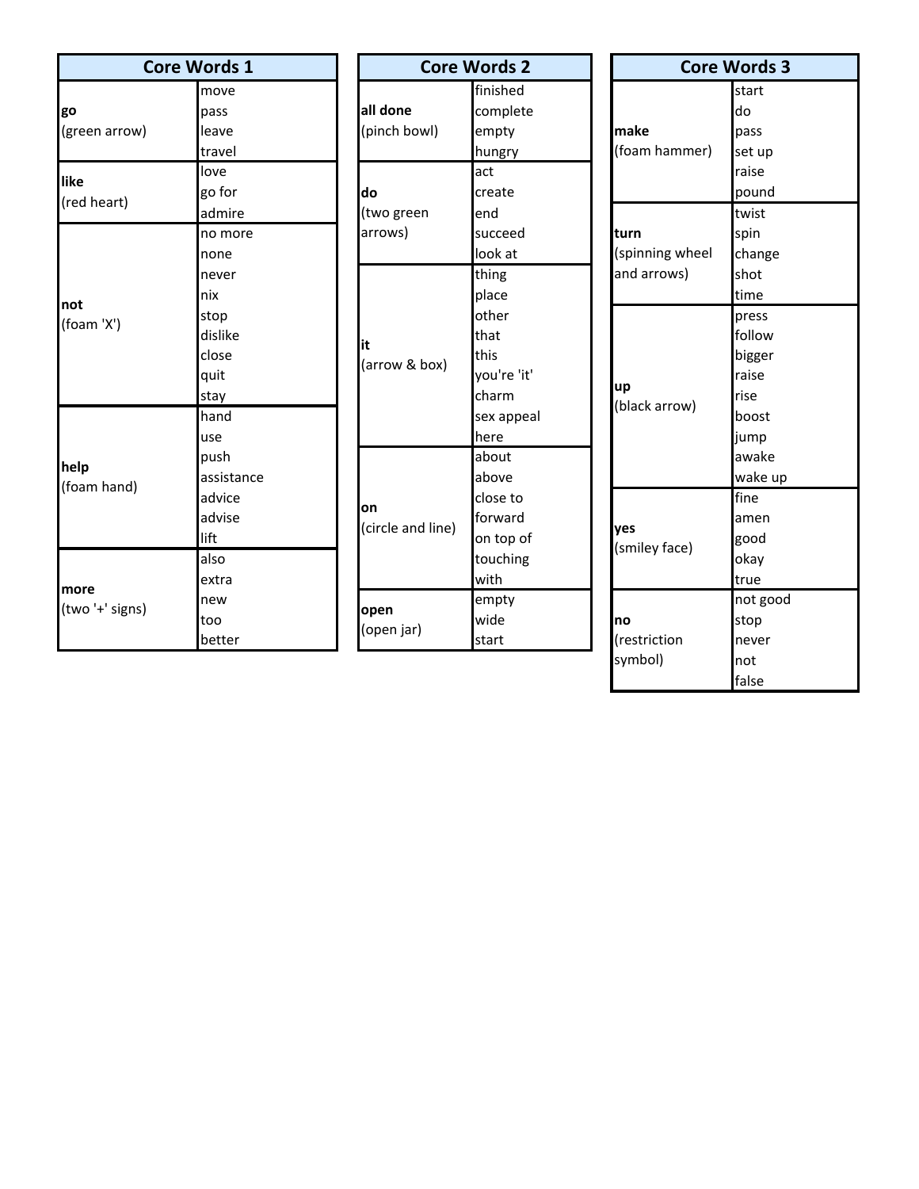## Core Words 1

| Core Words 1 | |
|---|---|
| **go** (green arrow) | move<br>pass<br>leave<br>travel |
| **like** (red heart) | love<br>go for<br>admire |
| **not** (foam 'X') | no more<br>none<br>never<br>nix<br>stop<br>dislike<br>close<br>quit<br>stay |
| **help** (foam hand) | hand<br>use<br>push<br>assistance<br>advice<br>advise<br>lift |
| **more** (two '+' signs) | also<br>extra<br>new<br>too<br>better |

## Core Words 2

| Core Words 2 | |
|---|---|
| **all done** (pinch bowl) | finished<br>complete<br>empty<br>hungry |
| **do** (two green arrows) | act<br>create<br>end<br>succeed<br>look at |
| **it** (arrow & box) | thing<br>place<br>other<br>that<br>this<br>you're 'it'<br>charm<br>sex appeal<br>here |
| **on** (circle and line) | about<br>above<br>close to<br>forward<br>on top of<br>touching<br>with |
| **open** (open jar) | empty<br>wide<br>start |

## Core Words 3

| Core Words 3 | |
|---|---|
| **make** (foam hammer) | start<br>do<br>pass<br>set up<br>raise<br>pound |
| **turn** (spinning wheel and arrows) | twist<br>spin<br>change<br>shot<br>time |
| **up** (black arrow) | press<br>follow<br>bigger<br>raise<br>rise<br>boost<br>jump<br>awake<br>wake up |
| **yes** (smiley face) | fine<br>amen<br>good<br>okay<br>true |
| **no** (restriction symbol) | not good<br>stop<br>never<br>not<br>false |